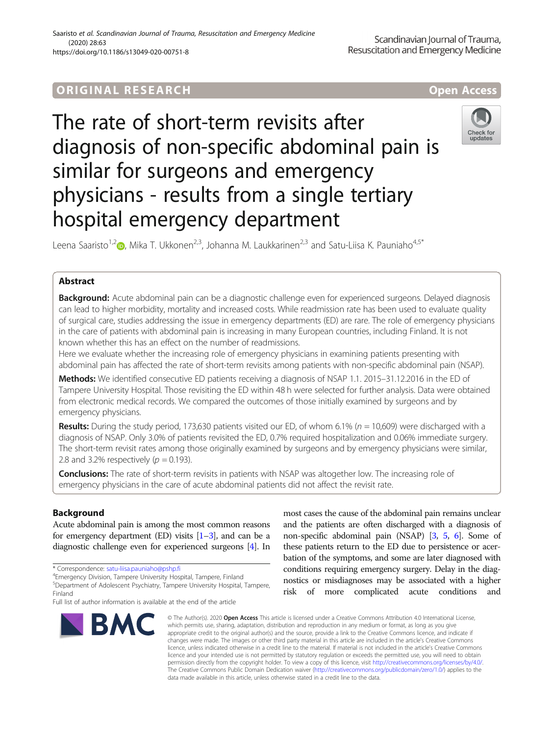ORIGINAL RESEARCH

Open Access

# The rate of short-term revisits after diagnosis of non-specific abdominal pain is similar for surgeons and emergency physicians - results from a single tertiary hospital emergency department

Leena Saaristo[1,2], Mika T. Ukkonen[2,3], Johanna M. Laukkarinen[2,3] and Satu-Liisa K. Pauniaho[4,5*]

## Abstract

**Background:** Acute abdominal pain can be a diagnostic challenge even for experienced surgeons. Delayed diagnosis can lead to higher morbidity, mortality and increased costs. While readmission rate has been used to evaluate quality of surgical care, studies addressing the issue in emergency departments (ED) are rare. The role of emergency physicians in the care of patients with abdominal pain is increasing in many European countries, including Finland. It is not known whether this has an effect on the number of readmissions.

Here we evaluate whether the increasing role of emergency physicians in examining patients presenting with abdominal pain has affected the rate of short-term revisits among patients with non-specific abdominal pain (NSAP).

**Methods:** We identified consecutive ED patients receiving a diagnosis of NSAP 1.1. 2015–31.12.2016 in the ED of Tampere University Hospital. Those revisiting the ED within 48 h were selected for further analysis. Data were obtained from electronic medical records. We compared the outcomes of those initially examined by surgeons and by emergency physicians.

**Results:** During the study period, 173,630 patients visited our ED, of whom 6.1% ($n = 10{,}609$) were discharged with a diagnosis of NSAP. Only 3.0% of patients revisited the ED, 0.7% required hospitalization and 0.06% immediate surgery. The short-term revisit rates among those originally examined by surgeons and by emergency physicians were similar, 2.8 and 3.2% respectively ($p = 0.193$).

**Conclusions:** The rate of short-term revisits in patients with NSAP was altogether low. The increasing role of emergency physicians in the care of acute abdominal patients did not affect the revisit rate.

## Background

Acute abdominal pain is among the most common reasons for emergency department (ED) visits [1–3], and can be a diagnostic challenge even for experienced surgeons [4]. In most cases the cause of the abdominal pain remains unclear and the patients are often discharged with a diagnosis of non-specific abdominal pain (NSAP) [3, 5, 6]. Some of these patients return to the ED due to persistence or acerbation of the symptoms, and some are later diagnosed with conditions requiring emergency surgery. Delay in the diagnostics or misdiagnoses may be associated with a higher risk of more complicated acute conditions and

\* Correspondence: satu-liisa.pauniaho@pshp.fi
[4]Emergency Division, Tampere University Hospital, Tampere, Finland
[5]Department of Adolescent Psychiatry, Tampere University Hospital, Tampere, Finland
Full list of author information is available at the end of the article

© The Author(s). 2020 **Open Access** This article is licensed under a Creative Commons Attribution 4.0 International License, which permits use, sharing, adaptation, distribution and reproduction in any medium or format, as long as you give appropriate credit to the original author(s) and the source, provide a link to the Creative Commons licence, and indicate if changes were made. The images or other third party material in this article are included in the article's Creative Commons licence, unless indicated otherwise in a credit line to the material. If material is not included in the article's Creative Commons licence and your intended use is not permitted by statutory regulation or exceeds the permitted use, you will need to obtain permission directly from the copyright holder. To view a copy of this licence, visit http://creativecommons.org/licenses/by/4.0/. The Creative Commons Public Domain Dedication waiver (http://creativecommons.org/publicdomain/zero/1.0/) applies to the data made available in this article, unless otherwise stated in a credit line to the data.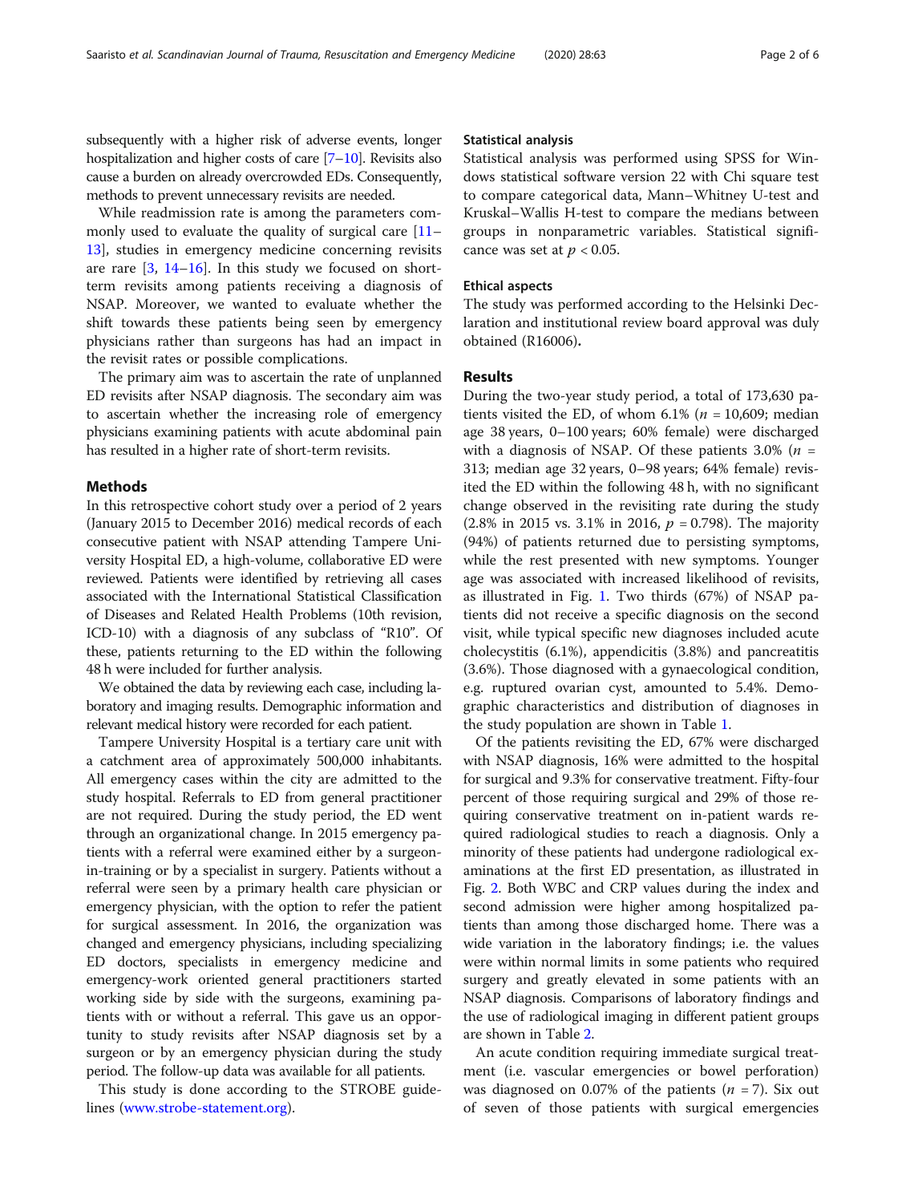subsequently with a higher risk of adverse events, longer hospitalization and higher costs of care [7–10]. Revisits also cause a burden on already overcrowded EDs. Consequently, methods to prevent unnecessary revisits are needed.

While readmission rate is among the parameters commonly used to evaluate the quality of surgical care [11–13], studies in emergency medicine concerning revisits are rare [3, 14–16]. In this study we focused on short-term revisits among patients receiving a diagnosis of NSAP. Moreover, we wanted to evaluate whether the shift towards these patients being seen by emergency physicians rather than surgeons has had an impact in the revisit rates or possible complications.

The primary aim was to ascertain the rate of unplanned ED revisits after NSAP diagnosis. The secondary aim was to ascertain whether the increasing role of emergency physicians examining patients with acute abdominal pain has resulted in a higher rate of short-term revisits.

## Methods

In this retrospective cohort study over a period of 2 years (January 2015 to December 2016) medical records of each consecutive patient with NSAP attending Tampere University Hospital ED, a high-volume, collaborative ED were reviewed. Patients were identified by retrieving all cases associated with the International Statistical Classification of Diseases and Related Health Problems (10th revision, ICD-10) with a diagnosis of any subclass of "R10". Of these, patients returning to the ED within the following 48 h were included for further analysis.

We obtained the data by reviewing each case, including laboratory and imaging results. Demographic information and relevant medical history were recorded for each patient.

Tampere University Hospital is a tertiary care unit with a catchment area of approximately 500,000 inhabitants. All emergency cases within the city are admitted to the study hospital. Referrals to ED from general practitioner are not required. During the study period, the ED went through an organizational change. In 2015 emergency patients with a referral were examined either by a surgeon-in-training or by a specialist in surgery. Patients without a referral were seen by a primary health care physician or emergency physician, with the option to refer the patient for surgical assessment. In 2016, the organization was changed and emergency physicians, including specializing ED doctors, specialists in emergency medicine and emergency-work oriented general practitioners started working side by side with the surgeons, examining patients with or without a referral. This gave us an opportunity to study revisits after NSAP diagnosis set by a surgeon or by an emergency physician during the study period. The follow-up data was available for all patients.

This study is done according to the STROBE guidelines (www.strobe-statement.org).

### Statistical analysis

Statistical analysis was performed using SPSS for Windows statistical software version 22 with Chi square test to compare categorical data, Mann–Whitney U-test and Kruskal–Wallis H-test to compare the medians between groups in nonparametric variables. Statistical significance was set at $p < 0.05$.

### Ethical aspects

The study was performed according to the Helsinki Declaration and institutional review board approval was duly obtained (R16006).

## Results

During the two-year study period, a total of 173,630 patients visited the ED, of whom 6.1% ($n$ = 10,609; median age 38 years, 0–100 years; 60% female) were discharged with a diagnosis of NSAP. Of these patients 3.0% ($n$ = 313; median age 32 years, 0–98 years; 64% female) revisited the ED within the following 48 h, with no significant change observed in the revisiting rate during the study (2.8% in 2015 vs. 3.1% in 2016, $p$ = 0.798). The majority (94%) of patients returned due to persisting symptoms, while the rest presented with new symptoms. Younger age was associated with increased likelihood of revisits, as illustrated in Fig. 1. Two thirds (67%) of NSAP patients did not receive a specific diagnosis on the second visit, while typical specific new diagnoses included acute cholecystitis (6.1%), appendicitis (3.8%) and pancreatitis (3.6%). Those diagnosed with a gynaecological condition, e.g. ruptured ovarian cyst, amounted to 5.4%. Demographic characteristics and distribution of diagnoses in the study population are shown in Table 1.

Of the patients revisiting the ED, 67% were discharged with NSAP diagnosis, 16% were admitted to the hospital for surgical and 9.3% for conservative treatment. Fifty-four percent of those requiring surgical and 29% of those requiring conservative treatment on in-patient wards required radiological studies to reach a diagnosis. Only a minority of these patients had undergone radiological examinations at the first ED presentation, as illustrated in Fig. 2. Both WBC and CRP values during the index and second admission were higher among hospitalized patients than among those discharged home. There was a wide variation in the laboratory findings; i.e. the values were within normal limits in some patients who required surgery and greatly elevated in some patients with an NSAP diagnosis. Comparisons of laboratory findings and the use of radiological imaging in different patient groups are shown in Table 2.

An acute condition requiring immediate surgical treatment (i.e. vascular emergencies or bowel perforation) was diagnosed on 0.07% of the patients ($n$ = 7). Six out of seven of those patients with surgical emergencies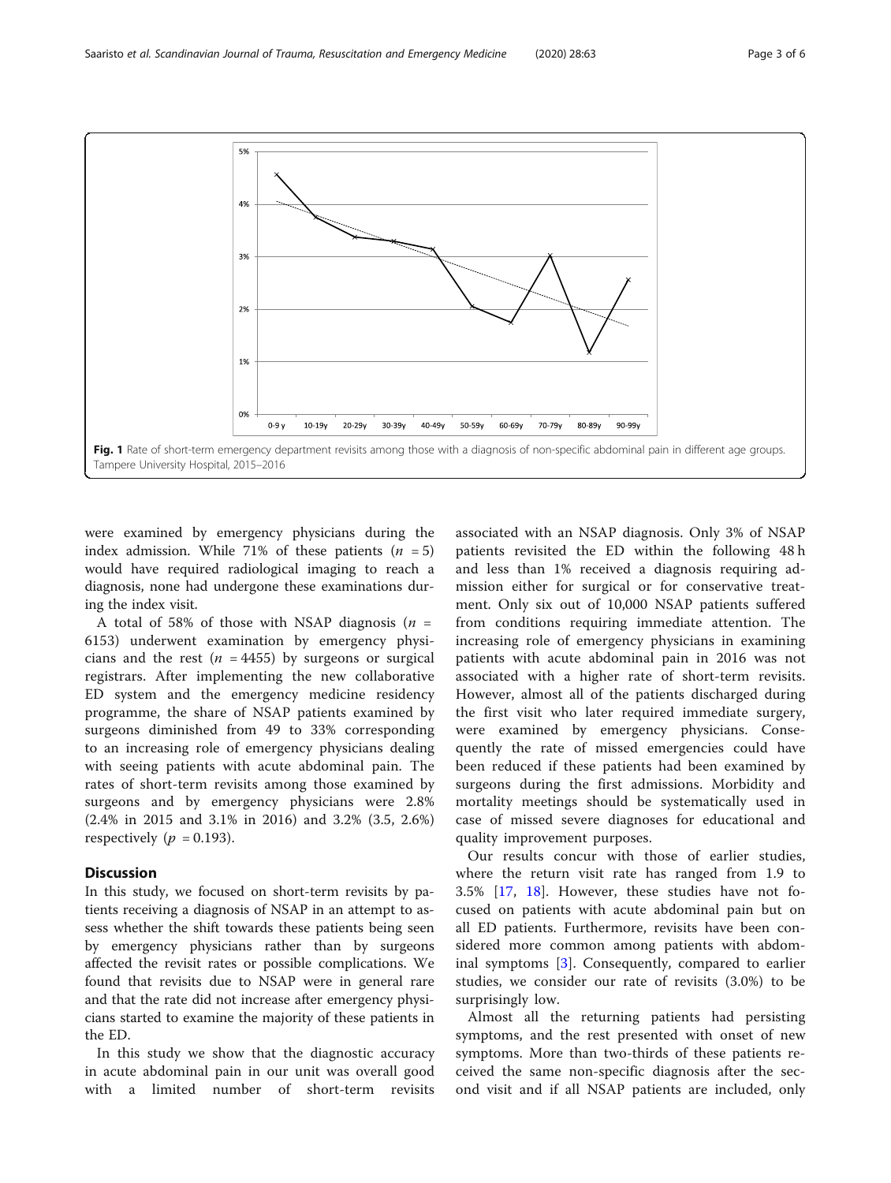Fig. 1 Rate of short-term emergency department revisits among those with a diagnosis of non-specific abdominal pain in different age groups. Tampere University Hospital, 2015–2016

were examined by emergency physicians during the index admission. While 71% of these patients ($n = 5$) would have required radiological imaging to reach a diagnosis, none had undergone these examinations during the index visit.

A total of 58% of those with NSAP diagnosis ($n = 6153$) underwent examination by emergency physicians and the rest ($n = 4455$) by surgeons or surgical registrars. After implementing the new collaborative ED system and the emergency medicine residency programme, the share of NSAP patients examined by surgeons diminished from 49 to 33% corresponding to an increasing role of emergency physicians dealing with seeing patients with acute abdominal pain. The rates of short-term revisits among those examined by surgeons and by emergency physicians were 2.8% (2.4% in 2015 and 3.1% in 2016) and 3.2% (3.5, 2.6%) respectively ($p = 0.193$).

## Discussion

In this study, we focused on short-term revisits by patients receiving a diagnosis of NSAP in an attempt to assess whether the shift towards these patients being seen by emergency physicians rather than by surgeons affected the revisit rates or possible complications. We found that revisits due to NSAP were in general rare and that the rate did not increase after emergency physicians started to examine the majority of these patients in the ED.

In this study we show that the diagnostic accuracy in acute abdominal pain in our unit was overall good with a limited number of short-term revisits associated with an NSAP diagnosis. Only 3% of NSAP patients revisited the ED within the following 48 h and less than 1% received a diagnosis requiring admission either for surgical or for conservative treatment. Only six out of 10,000 NSAP patients suffered from conditions requiring immediate attention. The increasing role of emergency physicians in examining patients with acute abdominal pain in 2016 was not associated with a higher rate of short-term revisits. However, almost all of the patients discharged during the first visit who later required immediate surgery, were examined by emergency physicians. Consequently the rate of missed emergencies could have been reduced if these patients had been examined by surgeons during the first admissions. Morbidity and mortality meetings should be systematically used in case of missed severe diagnoses for educational and quality improvement purposes.

Our results concur with those of earlier studies, where the return visit rate has ranged from 1.9 to 3.5% [17, 18]. However, these studies have not focused on patients with acute abdominal pain but on all ED patients. Furthermore, revisits have been considered more common among patients with abdominal symptoms [3]. Consequently, compared to earlier studies, we consider our rate of revisits (3.0%) to be surprisingly low.

Almost all the returning patients had persisting symptoms, and the rest presented with onset of new symptoms. More than two-thirds of these patients received the same non-specific diagnosis after the second visit and if all NSAP patients are included, only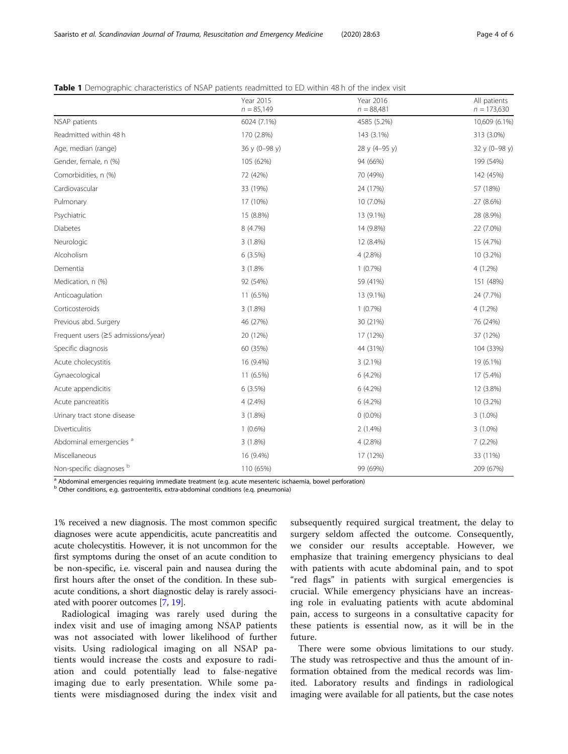**Table 1** Demographic characteristics of NSAP patients readmitted to ED within 48 h of the index visit

| | Year 2015 $n = 85{,}149$ | Year 2016 $n = 88{,}481$ | All patients $n = 173{,}630$ |
|---|---|---|---|
| NSAP patients | 6024 (7.1%) | 4585 (5.2%) | 10,609 (6.1%) |
| Readmitted within 48 h | 170 (2.8%) | 143 (3.1%) | 313 (3.0%) |
| Age, median (range) | 36 y (0–98 y) | 28 y (4–95 y) | 32 y (0–98 y) |
| Gender, female, n (%) | 105 (62%) | 94 (66%) | 199 (54%) |
| Comorbidities, n (%) | 72 (42%) | 70 (49%) | 142 (45%) |
| Cardiovascular | 33 (19%) | 24 (17%) | 57 (18%) |
| Pulmonary | 17 (10%) | 10 (7.0%) | 27 (8.6%) |
| Psychiatric | 15 (8.8%) | 13 (9.1%) | 28 (8.9%) |
| Diabetes | 8 (4.7%) | 14 (9.8%) | 22 (7.0%) |
| Neurologic | 3 (1.8%) | 12 (8.4%) | 15 (4.7%) |
| Alcoholism | 6 (3.5%) | 4 (2.8%) | 10 (3.2%) |
| Dementia | 3 (1.8% | 1 (0.7%) | 4 (1.2%) |
| Medication, n (%) | 92 (54%) | 59 (41%) | 151 (48%) |
| Anticoagulation | 11 (6.5%) | 13 (9.1%) | 24 (7.7%) |
| Corticosteroids | 3 (1.8%) | 1 (0.7%) | 4 (1.2%) |
| Previous abd. Surgery | 46 (27%) | 30 (21%) | 76 (24%) |
| Frequent users (≥5 admissions/year) | 20 (12%) | 17 (12%) | 37 (12%) |
| Specific diagnosis | 60 (35%) | 44 (31%) | 104 (33%) |
| Acute cholecystitis | 16 (9.4%) | 3 (2.1%) | 19 (6.1%) |
| Gynaecological | 11 (6.5%) | 6 (4.2%) | 17 (5.4%) |
| Acute appendicitis | 6 (3.5%) | 6 (4.2%) | 12 (3.8%) |
| Acute pancreatitis | 4 (2.4%) | 6 (4.2%) | 10 (3.2%) |
| Urinary tract stone disease | 3 (1.8%) | 0 (0.0%) | 3 (1.0%) |
| Diverticulitis | 1 (0.6%) | 2 (1.4%) | 3 (1.0%) |
| Abdominal emergencies [a] | 3 (1.8%) | 4 (2.8%) | 7 (2.2%) |
| Miscellaneous | 16 (9.4%) | 17 (12%) | 33 (11%) |
| Non-specific diagnoses [b] | 110 (65%) | 99 (69%) | 209 (67%) |

[a] Abdominal emergencies requiring immediate treatment (e.g. acute mesenteric ischaemia, bowel perforation)
[b] Other conditions, e.g. gastroenteritis, extra-abdominal conditions (e.q. pneumonia)

1% received a new diagnosis. The most common specific diagnoses were acute appendicitis, acute pancreatitis and acute cholecystitis. However, it is not uncommon for the first symptoms during the onset of an acute condition to be non-specific, i.e. visceral pain and nausea during the first hours after the onset of the condition. In these subacute conditions, a short diagnostic delay is rarely associated with poorer outcomes [7, 19].

Radiological imaging was rarely used during the index visit and use of imaging among NSAP patients was not associated with lower likelihood of further visits. Using radiological imaging on all NSAP patients would increase the costs and exposure to radiation and could potentially lead to false-negative imaging due to early presentation. While some patients were misdiagnosed during the index visit and subsequently required surgical treatment, the delay to surgery seldom affected the outcome. Consequently, we consider our results acceptable. However, we emphasize that training emergency physicians to deal with patients with acute abdominal pain, and to spot "red flags" in patients with surgical emergencies is crucial. While emergency physicians have an increasing role in evaluating patients with acute abdominal pain, access to surgeons in a consultative capacity for these patients is essential now, as it will be in the future.

There were some obvious limitations to our study. The study was retrospective and thus the amount of information obtained from the medical records was limited. Laboratory results and findings in radiological imaging were available for all patients, but the case notes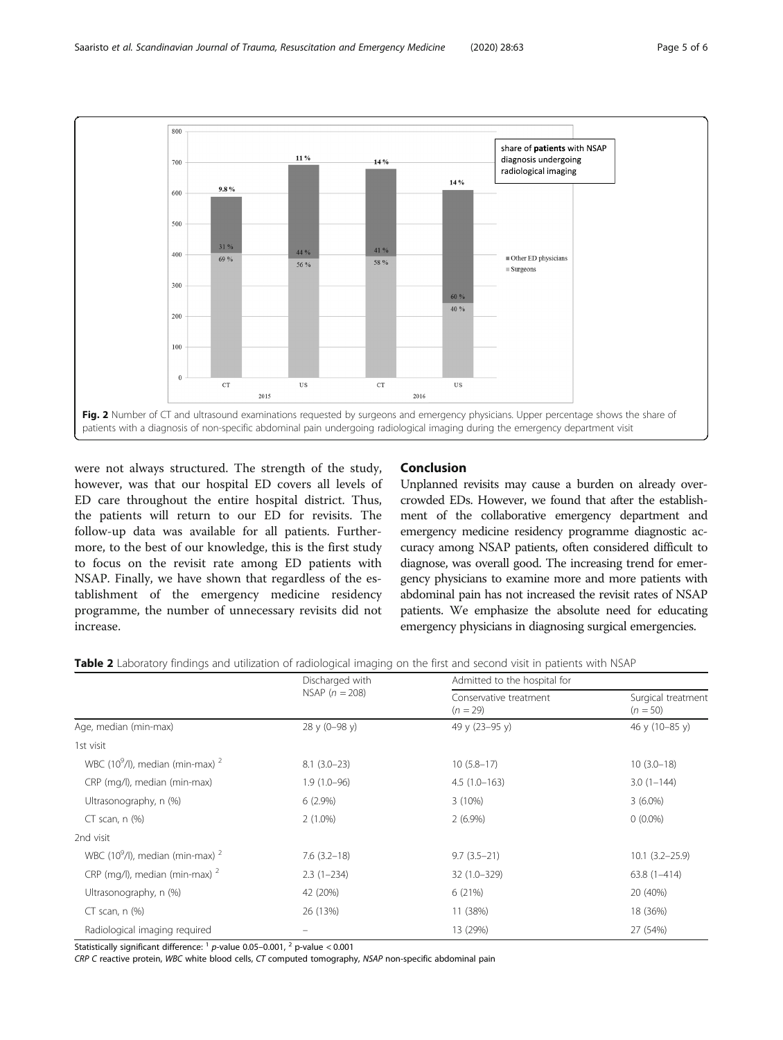Fig. 2 Number of CT and ultrasound examinations requested by surgeons and emergency physicians. Upper percentage shows the share of patients with a diagnosis of non-specific abdominal pain undergoing radiological imaging during the emergency department visit

were not always structured. The strength of the study, however, was that our hospital ED covers all levels of ED care throughout the entire hospital district. Thus, the patients will return to our ED for revisits. The follow-up data was available for all patients. Furthermore, to the best of our knowledge, this is the first study to focus on the revisit rate among ED patients with NSAP. Finally, we have shown that regardless of the establishment of the emergency medicine residency programme, the number of unnecessary revisits did not increase.

## Conclusion

Unplanned revisits may cause a burden on already overcrowded EDs. However, we found that after the establishment of the collaborative emergency department and emergency medicine residency programme diagnostic accuracy among NSAP patients, often considered difficult to diagnose, was overall good. The increasing trend for emergency physicians to examine more and more patients with abdominal pain has not increased the revisit rates of NSAP patients. We emphasize the absolute need for educating emergency physicians in diagnosing surgical emergencies.

**Table 2** Laboratory findings and utilization of radiological imaging on the first and second visit in patients with NSAP

| | Discharged with NSAP ($n = 208$) | Admitted to the hospital for | |
|---|---|---|---|
| | | Conservative treatment ($n = 29$) | Surgical treatment ($n = 50$) |
| Age, median (min-max) | 28 y (0–98 y) | 49 y (23–95 y) | 46 y (10–85 y) |
| 1st visit | | | |
| WBC ($10^9$/l), median (min-max) [2] | 8.1 (3.0–23) | 10 (5.8–17) | 10 (3.0–18) |
| CRP (mg/l), median (min-max) | 1.9 (1.0–96) | 4.5 (1.0–163) | 3.0 (1–144) |
| Ultrasonography, n (%) | 6 (2.9%) | 3 (10%) | 3 (6.0%) |
| CT scan, n (%) | 2 (1.0%) | 2 (6.9%) | 0 (0.0%) |
| 2nd visit | | | |
| WBC ($10^9$/l), median (min-max) [2] | 7.6 (3.2–18) | 9.7 (3.5–21) | 10.1 (3.2–25.9) |
| CRP (mg/l), median (min-max) [2] | 2.3 (1–234) | 32 (1.0–329) | 63.8 (1–414) |
| Ultrasonography, n (%) | 42 (20%) | 6 (21%) | 20 (40%) |
| CT scan, n (%) | 26 (13%) | 11 (38%) | 18 (36%) |
| Radiological imaging required | – | 13 (29%) | 27 (54%) |

Statistically significant difference: [1] *p*-value 0.05–0.001, [2] p-value < 0.001

*CRP* C reactive protein, *WBC* white blood cells, *CT* computed tomography, *NSAP* non-specific abdominal pain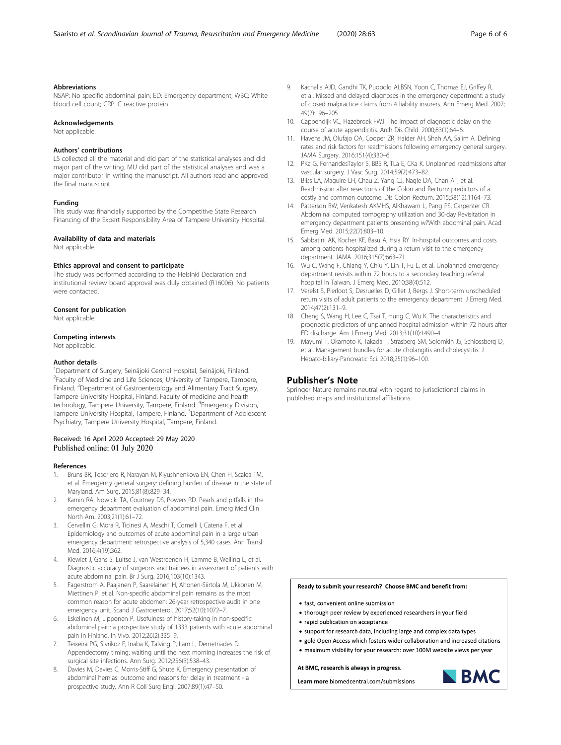### Abbreviations

NSAP: No specific abdominal pain; ED: Emergency department; WBC: White blood cell count; CRP: C reactive protein

### Acknowledgements

Not applicable.

### Authors' contributions

LS collected all the material and did part of the statistical analyses and did major part of the writing. MU did part of the statistical analyses and was a major contributor in writing the manuscript. All authors read and approved the final manuscript.

### Funding

This study was financially supported by the Competitive State Research Financing of the Expert Responsibility Area of Tampere University Hospital.

### Availability of data and materials

Not applicable.

### Ethics approval and consent to participate

The study was performed according to the Helsinki Declaration and institutional review board approval was duly obtained (R16006). No patients were contacted.

### Consent for publication

Not applicable.

### Competing interests

Not applicable.

### Author details

[1]Department of Surgery, Seinäjoki Central Hospital, Seinäjoki, Finland. [2]Faculty of Medicine and Life Sciences, University of Tampere, Tampere, Finland. [3]Department of Gastroenterology and Alimentary Tract Surgery, Tampere University Hospital, Finland. Faculty of medicine and health technology, Tampere University, Tampere, Finland. [4]Emergency Division, Tampere University Hospital, Tampere, Finland. [5]Department of Adolescent Psychiatry, Tampere University Hospital, Tampere, Finland.

Received: 16 April 2020 Accepted: 29 May 2020
Published online: 01 July 2020

### References

1. Bruns BR, Tesoriero R, Narayan M, Klyushnenkova EN, Chen H, Scalea TM, et al. Emergency general surgery: defining burden of disease in the state of Maryland. Am Surg. 2015;81(8):829–34.
2. Kamin RA, Nowicki TA, Courtney DS, Powers RD. Pearls and pitfalls in the emergency department evaluation of abdominal pain. Emerg Med Clin North Am. 2003;21(1):61–72.
3. Cervellin G, Mora R, Ticinesi A, Meschi T, Comelli I, Catena F, et al. Epidemiology and outcomes of acute abdominal pain in a large urban emergency department: retrospective analysis of 5,340 cases. Ann Transl Med. 2016;4(19):362.
4. Kiewiet J, Gans S, Luitse J, van Westreenen H, Lamme B, Welling L, et al. Diagnostic accuracy of surgeons and trainees in assessment of patients with acute abdominal pain. Br J Surg. 2016;103(10):1343.
5. Fagerstrom A, Paajanen P, Saarelainen H, Ahonen-Siirtola M, Ukkonen M, Miettinen P, et al. Non-specific abdominal pain remains as the most common reason for acute abdomen: 26-year retrospective audit in one emergency unit. Scand J Gastroenterol. 2017;52(10):1072–7.
6. Eskelinen M, Lipponen P. Usefulness of history-taking in non-specific abdominal pain: a prospective study of 1333 patients with acute abdominal pain in Finland. In Vivo. 2012;26(2):335–9.
7. Teixeira PG, Sivrikoz E, Inaba K, Talving P, Lam L, Demetriades D. Appendectomy timing: waiting until the next morning increases the risk of surgical site infections. Ann Surg. 2012;256(3):538–43.
8. Davies M, Davies C, Morris-Stiff G, Shute K. Emergency presentation of abdominal hernias: outcome and reasons for delay in treatment - a prospective study. Ann R Coll Surg Engl. 2007;89(1):47–50.
9. Kachalia AJD, Gandhi TK, Puopolo ALBSN, Yoon C, Thomas EJ, Griffey R, et al. Missed and delayed diagnoses in the emergency department: a study of closed malpractice claims from 4 liability insurers. Ann Emerg Med. 2007;49(2):196–205.
10. Cappendijk VC, Hazebroek FWJ. The impact of diagnostic delay on the course of acute appendicitis. Arch Dis Child. 2000;83(1):64–6.
11. Havens JM, Olufajo OA, Cooper ZR, Haider AH, Shah AA, Salim A. Defining rates and risk factors for readmissions following emergency general surgery. JAMA Surgery. 2016;151(4):330–6.
12. PKa G, FernandesTaylor S, BBS R, TLa E, CKa K. Unplanned readmissions after vascular surgery. J Vasc Surg. 2014;59(2):473–82.
13. Bliss LA, Maguire LH, Chau Z, Yang CJ, Nagle DA, Chan AT, et al. Readmission after resections of the Colon and Rectum: predictors of a costly and common outcome. Dis Colon Rectum. 2015;58(12):1164–73.
14. Patterson BW, Venkatesh AKMHS, AlKhawam L, Pang PS, Carpenter CR. Abdominal computed tomography utilization and 30-day Revisitation in emergency department patients presenting w?With abdominal pain. Acad Emerg Med. 2015;22(7):803–10.
15. Sabbatini AK, Kocher KE, Basu A, Hsia RY. In-hospital outcomes and costs among patients hospitalized during a return visit to the emergency department. JAMA. 2016;315(7):663–71.
16. Wu C, Wang F, Chiang Y, Chiu Y, Lin T, Fu L, et al. Unplanned emergency department revisits within 72 hours to a secondary teaching referral hospital in Taiwan. J Emerg Med. 2010;38(4):512.
17. Verelst S, Pierloot S, Desruelles D, Gillet J, Bergs J. Short-term unscheduled return visits of adult patients to the emergency department. J Emerg Med. 2014;47(2):131–9.
18. Cheng S, Wang H, Lee C, Tsai T, Hung C, Wu K. The characteristics and prognostic predictors of unplanned hospital admission within 72 hours after ED discharge. Am J Emerg Med. 2013;31(10):1490–4.
19. Mayumi T, Okamoto K, Takada T, Strasberg SM, Solomkin JS, Schlossberg D, et al. Management bundles for acute cholangitis and cholecystitis. J Hepato-biliary-Pancreatic Sci. 2018;25(1):96–100.

## Publisher's Note

Springer Nature remains neutral with regard to jurisdictional claims in published maps and institutional affiliations.

**Ready to submit your research? Choose BMC and benefit from:**

- fast, convenient online submission
- thorough peer review by experienced researchers in your field
- rapid publication on acceptance
- support for research data, including large and complex data types
- gold Open Access which fosters wider collaboration and increased citations
- maximum visibility for your research: over 100M website views per year

**At BMC, research is always in progress.**

**Learn more** biomedcentral.com/submissions

BMC